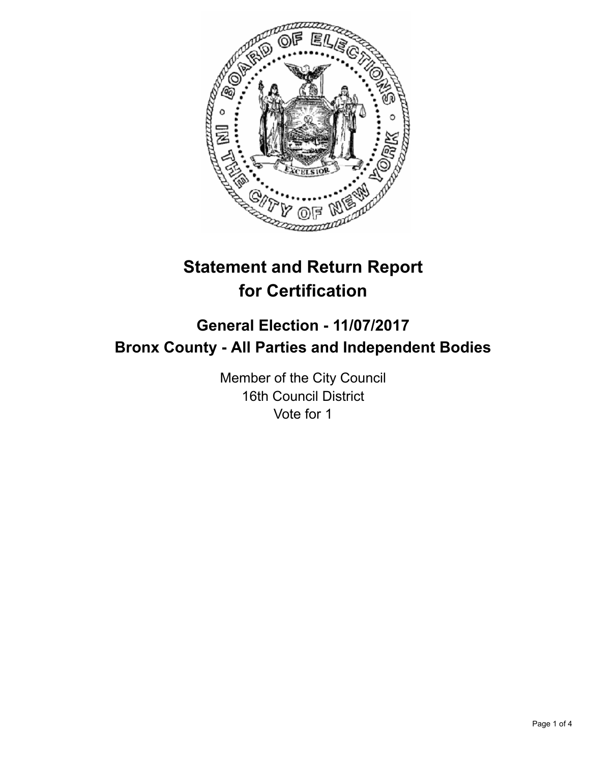# Statement and Return Report for Certification

## General Election - 11/07/2017
## Bronx County - All Parties and Independent Bodies

Member of the City Council
16th Council District
Vote for 1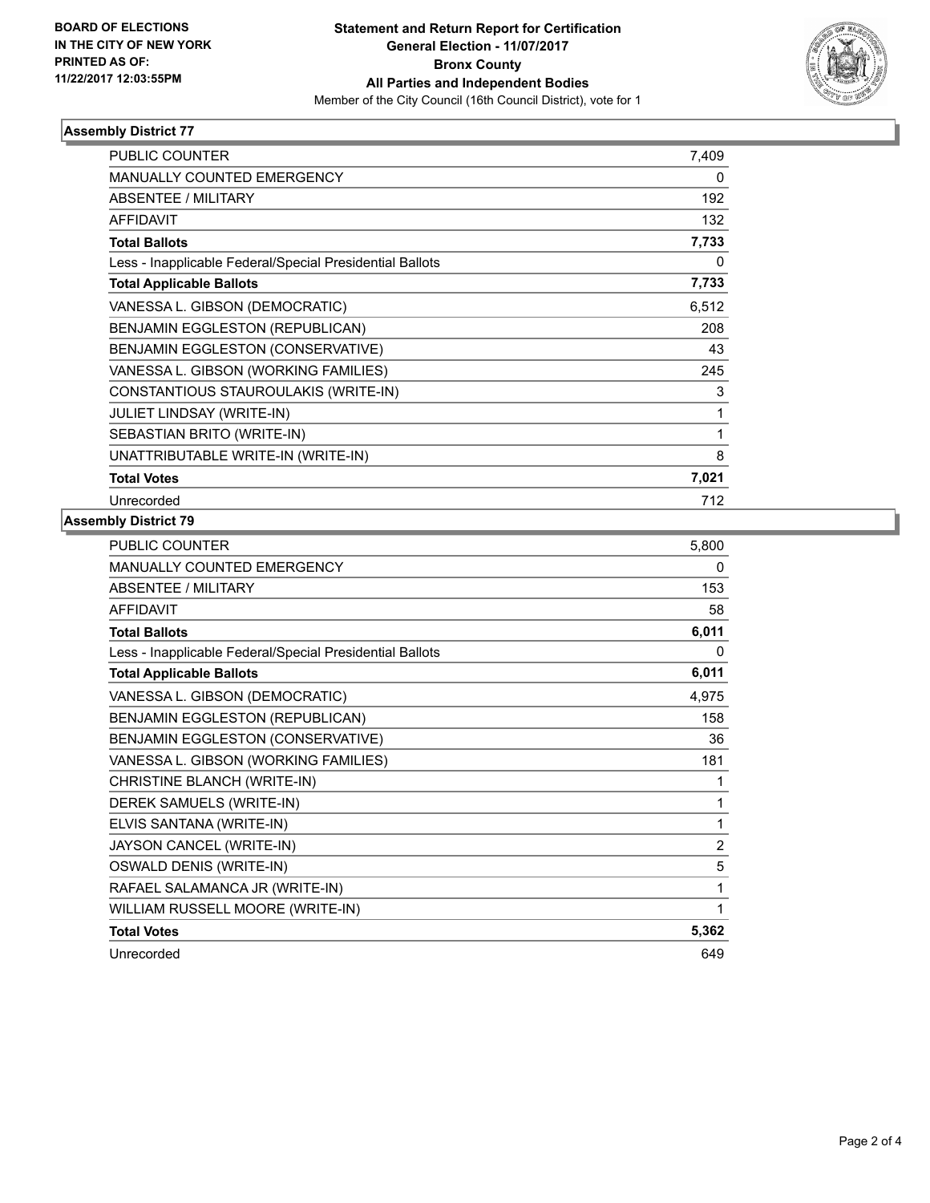**BOARD OF ELECTIONS IN THE CITY OF NEW YORK PRINTED AS OF: 11/22/2017 12:03:55PM**

**Statement and Return Report for Certification**
**General Election - 11/07/2017**
**Bronx County**
**All Parties and Independent Bodies**
Member of the City Council (16th Council District), vote for 1

### Assembly District 77

| | |
|---|---|
| PUBLIC COUNTER | 7,409 |
| MANUALLY COUNTED EMERGENCY | 0 |
| ABSENTEE / MILITARY | 192 |
| AFFIDAVIT | 132 |
| **Total Ballots** | **7,733** |
| Less - Inapplicable Federal/Special Presidential Ballots | 0 |
| **Total Applicable Ballots** | **7,733** |
| VANESSA L. GIBSON (DEMOCRATIC) | 6,512 |
| BENJAMIN EGGLESTON (REPUBLICAN) | 208 |
| BENJAMIN EGGLESTON (CONSERVATIVE) | 43 |
| VANESSA L. GIBSON (WORKING FAMILIES) | 245 |
| CONSTANTIOUS STAUROULAKIS (WRITE-IN) | 3 |
| JULIET LINDSAY (WRITE-IN) | 1 |
| SEBASTIAN BRITO (WRITE-IN) | 1 |
| UNATTRIBUTABLE WRITE-IN (WRITE-IN) | 8 |
| **Total Votes** | **7,021** |
| Unrecorded | 712 |

### Assembly District 79

| | |
|---|---|
| PUBLIC COUNTER | 5,800 |
| MANUALLY COUNTED EMERGENCY | 0 |
| ABSENTEE / MILITARY | 153 |
| AFFIDAVIT | 58 |
| **Total Ballots** | **6,011** |
| Less - Inapplicable Federal/Special Presidential Ballots | 0 |
| **Total Applicable Ballots** | **6,011** |
| VANESSA L. GIBSON (DEMOCRATIC) | 4,975 |
| BENJAMIN EGGLESTON (REPUBLICAN) | 158 |
| BENJAMIN EGGLESTON (CONSERVATIVE) | 36 |
| VANESSA L. GIBSON (WORKING FAMILIES) | 181 |
| CHRISTINE BLANCH (WRITE-IN) | 1 |
| DEREK SAMUELS (WRITE-IN) | 1 |
| ELVIS SANTANA (WRITE-IN) | 1 |
| JAYSON CANCEL (WRITE-IN) | 2 |
| OSWALD DENIS (WRITE-IN) | 5 |
| RAFAEL SALAMANCA JR (WRITE-IN) | 1 |
| WILLIAM RUSSELL MOORE (WRITE-IN) | 1 |
| **Total Votes** | **5,362** |
| Unrecorded | 649 |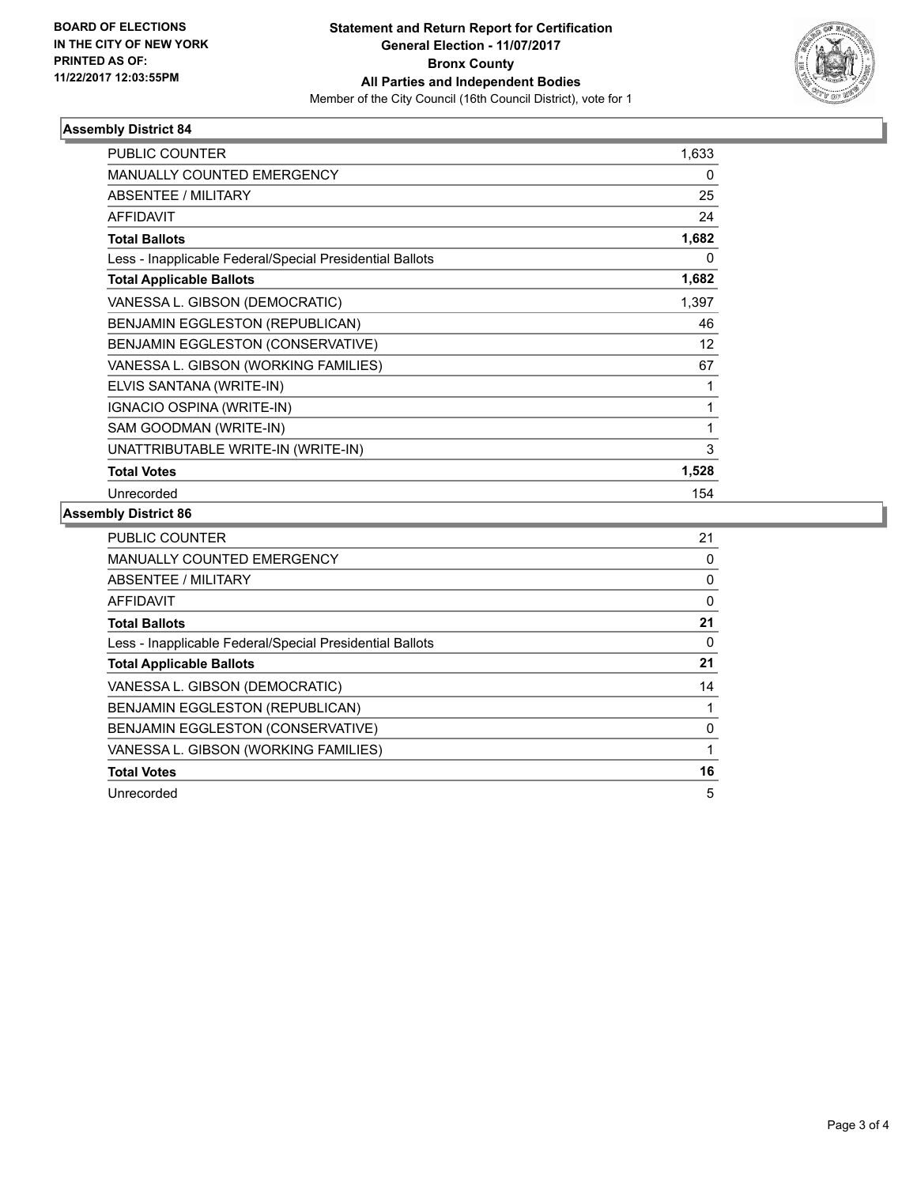**BOARD OF ELECTIONS IN THE CITY OF NEW YORK PRINTED AS OF: 11/22/2017 12:03:55PM**

**Statement and Return Report for Certification General Election - 11/07/2017 Bronx County All Parties and Independent Bodies**

Member of the City Council (16th Council District), vote for 1

## Assembly District 84

| | |
|---|---|
| PUBLIC COUNTER | 1,633 |
| MANUALLY COUNTED EMERGENCY | 0 |
| ABSENTEE / MILITARY | 25 |
| AFFIDAVIT | 24 |
| **Total Ballots** | **1,682** |
| Less - Inapplicable Federal/Special Presidential Ballots | 0 |
| **Total Applicable Ballots** | **1,682** |
| VANESSA L. GIBSON (DEMOCRATIC) | 1,397 |
| BENJAMIN EGGLESTON (REPUBLICAN) | 46 |
| BENJAMIN EGGLESTON (CONSERVATIVE) | 12 |
| VANESSA L. GIBSON (WORKING FAMILIES) | 67 |
| ELVIS SANTANA (WRITE-IN) | 1 |
| IGNACIO OSPINA (WRITE-IN) | 1 |
| SAM GOODMAN (WRITE-IN) | 1 |
| UNATTRIBUTABLE WRITE-IN (WRITE-IN) | 3 |
| **Total Votes** | **1,528** |
| Unrecorded | 154 |

## Assembly District 86

| | |
|---|---|
| PUBLIC COUNTER | 21 |
| MANUALLY COUNTED EMERGENCY | 0 |
| ABSENTEE / MILITARY | 0 |
| AFFIDAVIT | 0 |
| **Total Ballots** | **21** |
| Less - Inapplicable Federal/Special Presidential Ballots | 0 |
| **Total Applicable Ballots** | **21** |
| VANESSA L. GIBSON (DEMOCRATIC) | 14 |
| BENJAMIN EGGLESTON (REPUBLICAN) | 1 |
| BENJAMIN EGGLESTON (CONSERVATIVE) | 0 |
| VANESSA L. GIBSON (WORKING FAMILIES) | 1 |
| **Total Votes** | **16** |
| Unrecorded | 5 |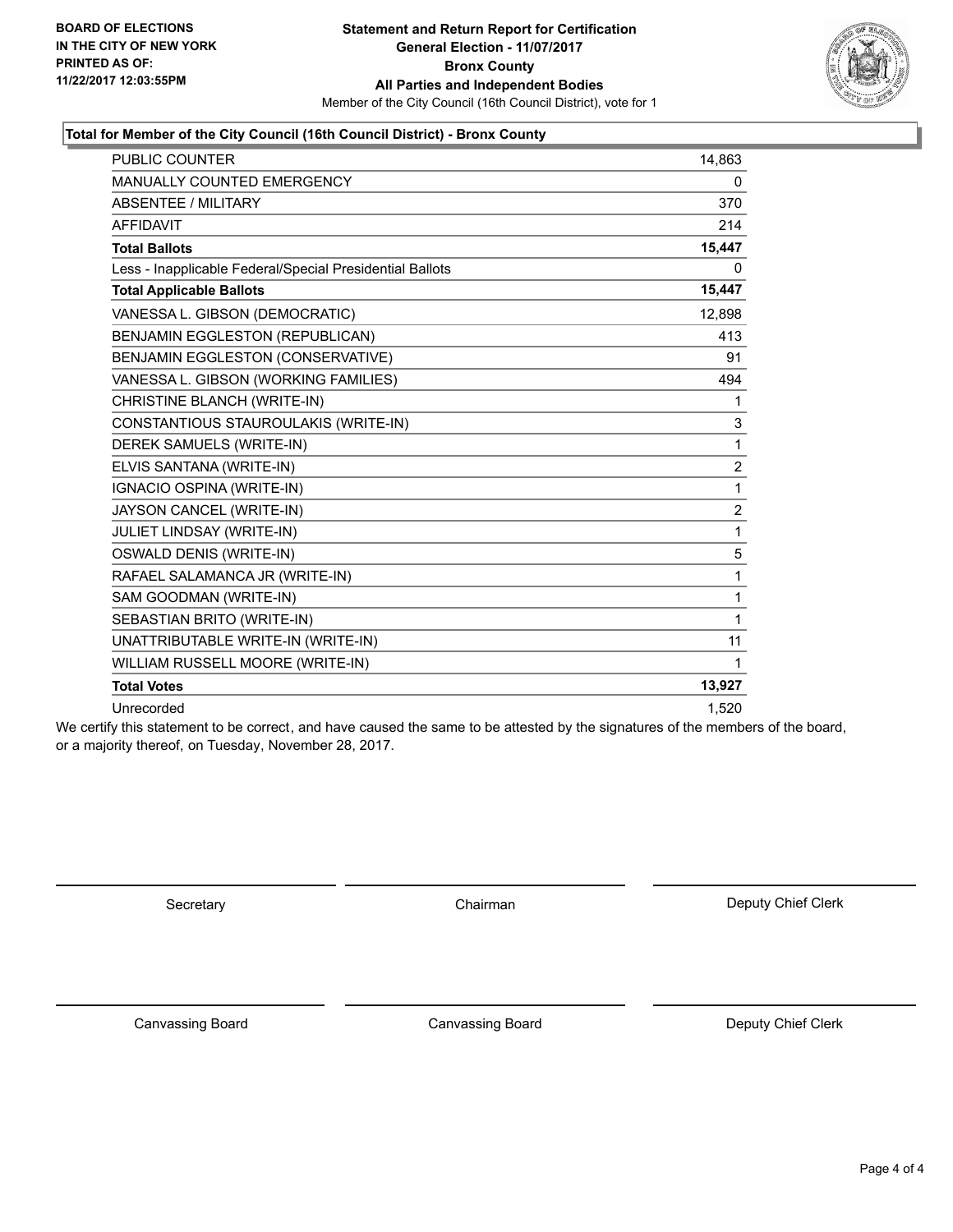**BOARD OF ELECTIONS IN THE CITY OF NEW YORK PRINTED AS OF: 11/22/2017 12:03:55PM**

**Statement and Return Report for Certification**
**General Election - 11/07/2017**
**Bronx County**
**All Parties and Independent Bodies**
Member of the City Council (16th Council District), vote for 1

### Total for Member of the City Council (16th Council District) - Bronx County

| | |
|---|---|
| PUBLIC COUNTER | 14,863 |
| MANUALLY COUNTED EMERGENCY | 0 |
| ABSENTEE / MILITARY | 370 |
| AFFIDAVIT | 214 |
| **Total Ballots** | **15,447** |
| Less - Inapplicable Federal/Special Presidential Ballots | 0 |
| **Total Applicable Ballots** | **15,447** |
| VANESSA L. GIBSON (DEMOCRATIC) | 12,898 |
| BENJAMIN EGGLESTON (REPUBLICAN) | 413 |
| BENJAMIN EGGLESTON (CONSERVATIVE) | 91 |
| VANESSA L. GIBSON (WORKING FAMILIES) | 494 |
| CHRISTINE BLANCH (WRITE-IN) | 1 |
| CONSTANTIOUS STAUROULAKIS (WRITE-IN) | 3 |
| DEREK SAMUELS (WRITE-IN) | 1 |
| ELVIS SANTANA (WRITE-IN) | 2 |
| IGNACIO OSPINA (WRITE-IN) | 1 |
| JAYSON CANCEL (WRITE-IN) | 2 |
| JULIET LINDSAY (WRITE-IN) | 1 |
| OSWALD DENIS (WRITE-IN) | 5 |
| RAFAEL SALAMANCA JR (WRITE-IN) | 1 |
| SAM GOODMAN (WRITE-IN) | 1 |
| SEBASTIAN BRITO (WRITE-IN) | 1 |
| UNATTRIBUTABLE WRITE-IN (WRITE-IN) | 11 |
| WILLIAM RUSSELL MOORE (WRITE-IN) | 1 |
| **Total Votes** | **13,927** |
| Unrecorded | 1,520 |

We certify this statement to be correct, and have caused the same to be attested by the signatures of the members of the board, or a majority thereof, on Tuesday, November 28, 2017.

Secretary

Chairman

Deputy Chief Clerk

Canvassing Board

Canvassing Board

Deputy Chief Clerk